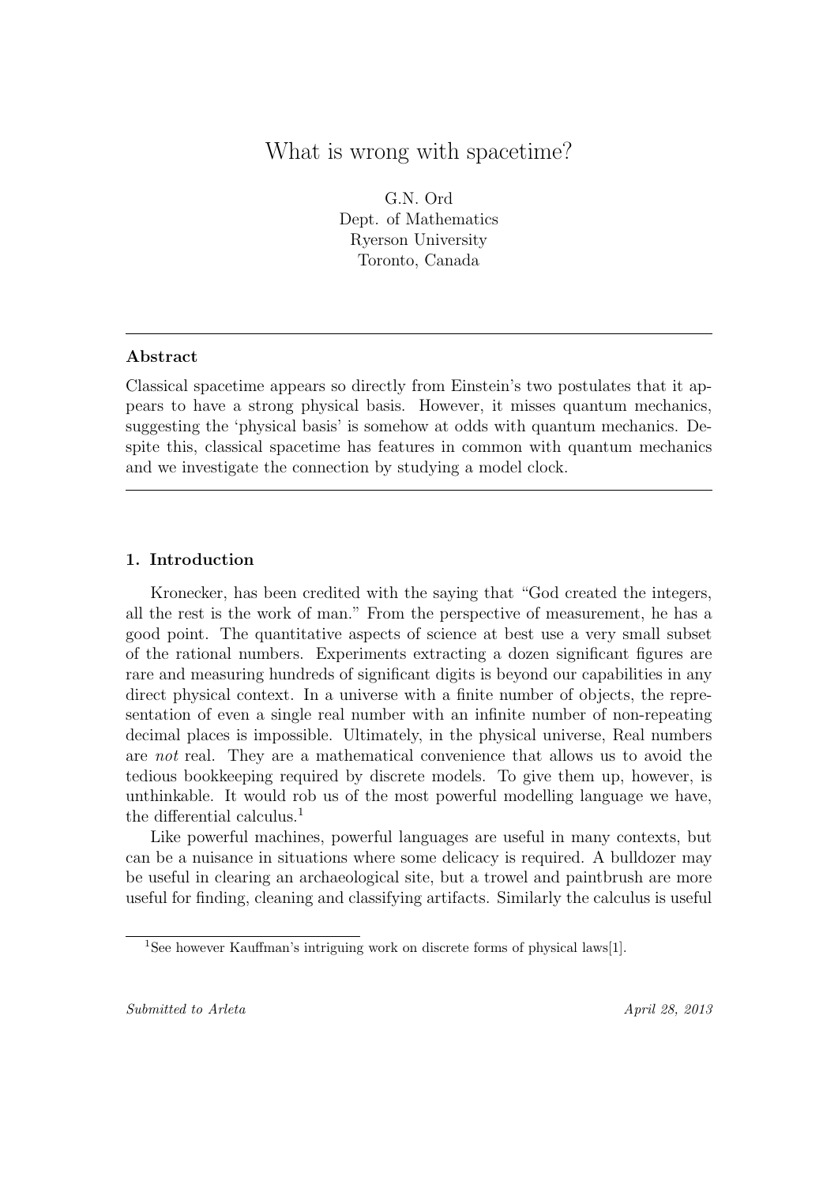# What is wrong with spacetime?

G.N. Ord
Dept. of Mathematics
Ryerson University
Toronto, Canada

---

**Abstract**

Classical spacetime appears so directly from Einstein's two postulates that it appears to have a strong physical basis. However, it misses quantum mechanics, suggesting the 'physical basis' is somehow at odds with quantum mechanics. Despite this, classical spacetime has features in common with quantum mechanics and we investigate the connection by studying a model clock.

---

## 1. Introduction

Kronecker, has been credited with the saying that "God created the integers, all the rest is the work of man." From the perspective of measurement, he has a good point. The quantitative aspects of science at best use a very small subset of the rational numbers. Experiments extracting a dozen significant figures are rare and measuring hundreds of significant digits is beyond our capabilities in any direct physical context. In a universe with a finite number of objects, the representation of even a single real number with an infinite number of non-repeating decimal places is impossible. Ultimately, in the physical universe, Real numbers are *not* real. They are a mathematical convenience that allows us to avoid the tedious bookkeeping required by discrete models. To give them up, however, is unthinkable. It would rob us of the most powerful modelling language we have, the differential calculus.[1]

Like powerful machines, powerful languages are useful in many contexts, but can be a nuisance in situations where some delicacy is required. A bulldozer may be useful in clearing an archaeological site, but a trowel and paintbrush are more useful for finding, cleaning and classifying artifacts. Similarly the calculus is useful

[1] See however Kauffman's intriguing work on discrete forms of physical laws[1].

*Submitted to Arleta* *April 28, 2013*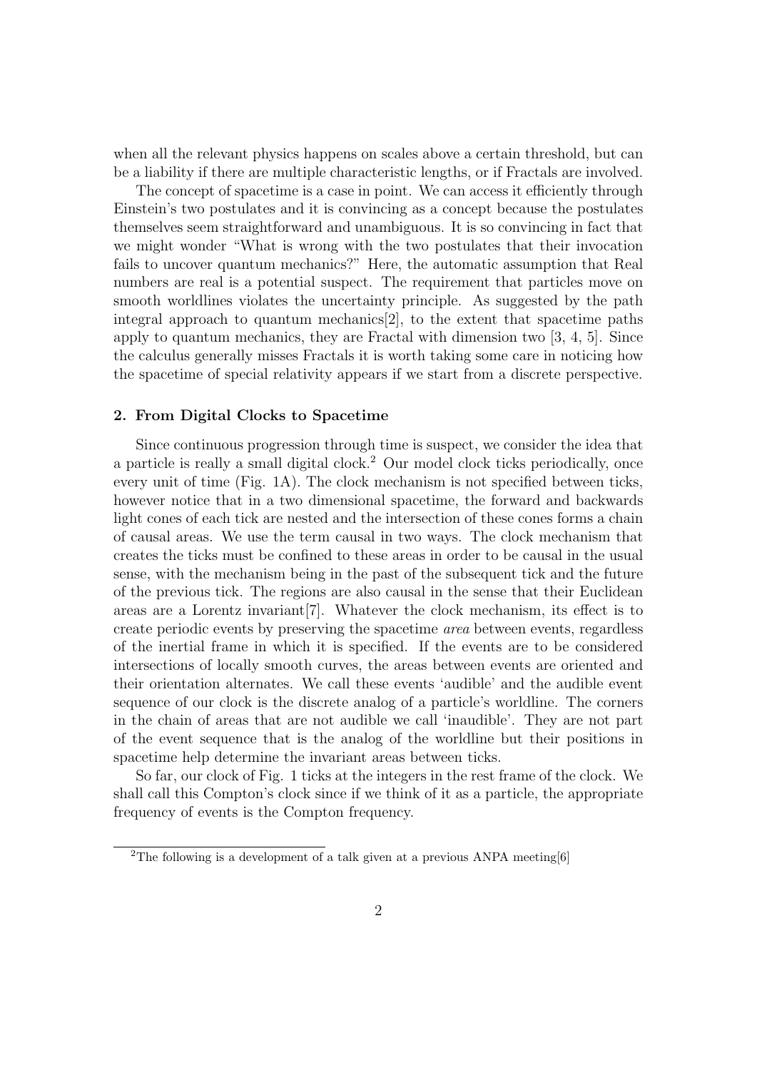when all the relevant physics happens on scales above a certain threshold, but can be a liability if there are multiple characteristic lengths, or if Fractals are involved.

The concept of spacetime is a case in point. We can access it efficiently through Einstein's two postulates and it is convincing as a concept because the postulates themselves seem straightforward and unambiguous. It is so convincing in fact that we might wonder "What is wrong with the two postulates that their invocation fails to uncover quantum mechanics?" Here, the automatic assumption that Real numbers are real is a potential suspect. The requirement that particles move on smooth worldlines violates the uncertainty principle. As suggested by the path integral approach to quantum mechanics[2], to the extent that spacetime paths apply to quantum mechanics, they are Fractal with dimension two [3, 4, 5]. Since the calculus generally misses Fractals it is worth taking some care in noticing how the spacetime of special relativity appears if we start from a discrete perspective.

### 2. From Digital Clocks to Spacetime

Since continuous progression through time is suspect, we consider the idea that a particle is really a small digital clock.[2] Our model clock ticks periodically, once every unit of time (Fig. 1A). The clock mechanism is not specified between ticks, however notice that in a two dimensional spacetime, the forward and backwards light cones of each tick are nested and the intersection of these cones forms a chain of causal areas. We use the term causal in two ways. The clock mechanism that creates the ticks must be confined to these areas in order to be causal in the usual sense, with the mechanism being in the past of the subsequent tick and the future of the previous tick. The regions are also causal in the sense that their Euclidean areas are a Lorentz invariant[7]. Whatever the clock mechanism, its effect is to create periodic events by preserving the spacetime *area* between events, regardless of the inertial frame in which it is specified. If the events are to be considered intersections of locally smooth curves, the areas between events are oriented and their orientation alternates. We call these events 'audible' and the audible event sequence of our clock is the discrete analog of a particle's worldline. The corners in the chain of areas that are not audible we call 'inaudible'. They are not part of the event sequence that is the analog of the worldline but their positions in spacetime help determine the invariant areas between ticks.

So far, our clock of Fig. 1 ticks at the integers in the rest frame of the clock. We shall call this Compton's clock since if we think of it as a particle, the appropriate frequency of events is the Compton frequency.

[2] The following is a development of a talk given at a previous ANPA meeting[6]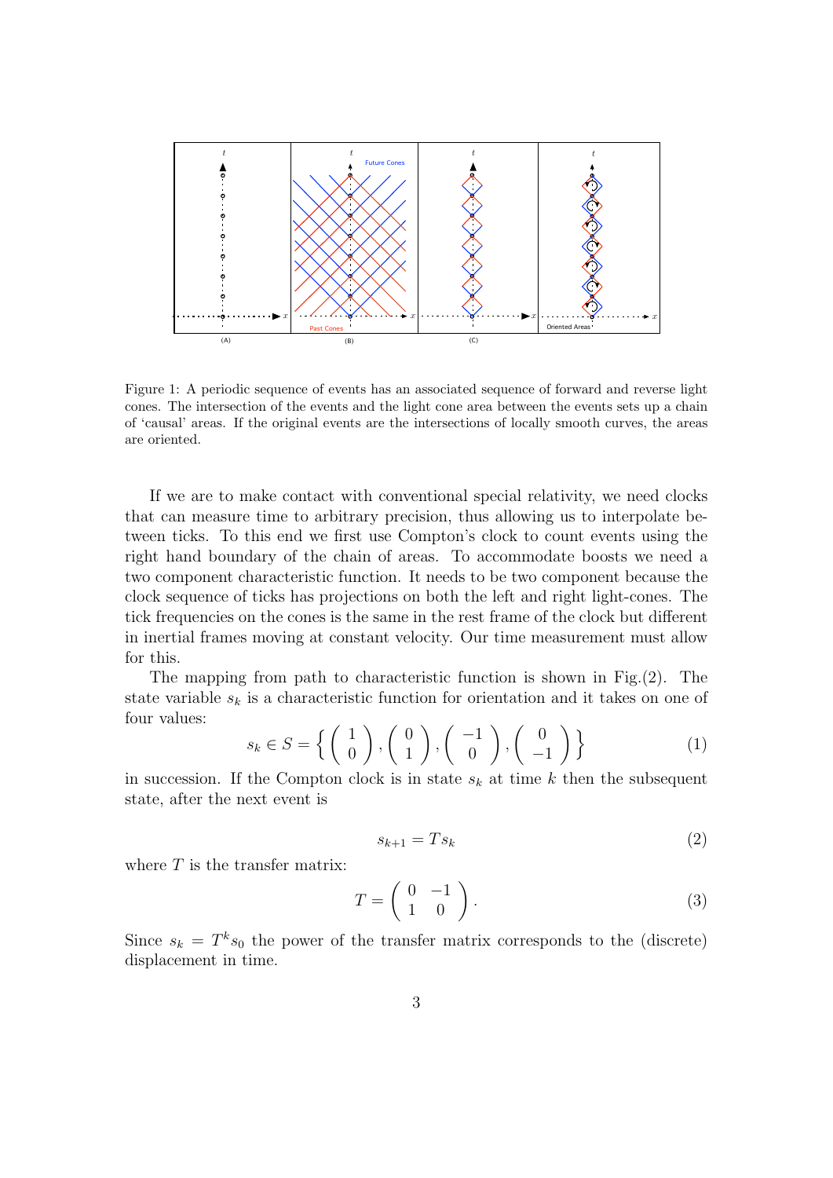Figure 1: A periodic sequence of events has an associated sequence of forward and reverse light cones. The intersection of the events and the light cone area between the events sets up a chain of 'causal' areas. If the original events are the intersections of locally smooth curves, the areas are oriented.

If we are to make contact with conventional special relativity, we need clocks that can measure time to arbitrary precision, thus allowing us to interpolate between ticks. To this end we first use Compton's clock to count events using the right hand boundary of the chain of areas. To accommodate boosts we need a two component characteristic function. It needs to be two component because the clock sequence of ticks has projections on both the left and right light-cones. The tick frequencies on the cones is the same in the rest frame of the clock but different in inertial frames moving at constant velocity. Our time measurement must allow for this.

The mapping from path to characteristic function is shown in Fig.(2). The state variable $s_k$ is a characteristic function for orientation and it takes on one of four values:

$$s_k \in S = \left\{ \begin{pmatrix} 1 \\ 0 \end{pmatrix}, \begin{pmatrix} 0 \\ 1 \end{pmatrix}, \begin{pmatrix} -1 \\ 0 \end{pmatrix}, \begin{pmatrix} 0 \\ -1 \end{pmatrix} \right\} \tag{1}$$

in succession. If the Compton clock is in state $s_k$ at time $k$ then the subsequent state, after the next event is

$$s_{k+1} = T s_k \tag{2}$$

where $T$ is the transfer matrix:

$$T = \begin{pmatrix} 0 & -1 \\ 1 & 0 \end{pmatrix}. \tag{3}$$

Since $s_k = T^k s_0$ the power of the transfer matrix corresponds to the (discrete) displacement in time.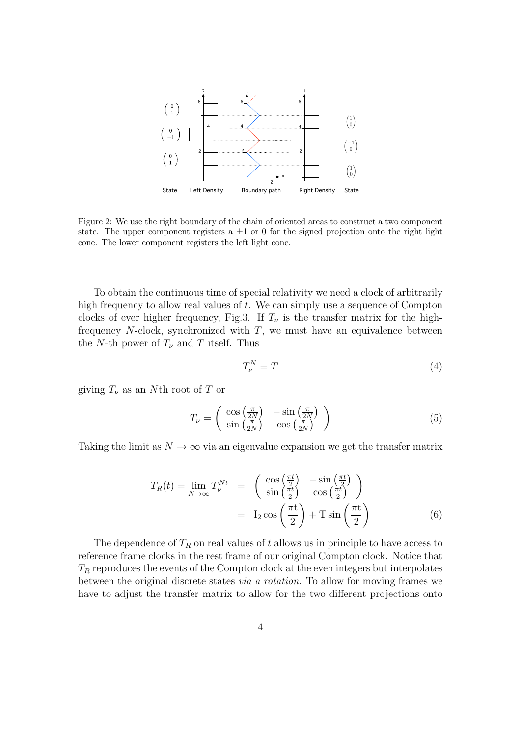Figure 2: We use the right boundary of the chain of oriented areas to construct a two component state. The upper component registers a $\pm 1$ or 0 for the signed projection onto the right light cone. The lower component registers the left light cone.

To obtain the continuous time of special relativity we need a clock of arbitrarily high frequency to allow real values of $t$. We can simply use a sequence of Compton clocks of ever higher frequency, Fig.3. If $T_\nu$ is the transfer matrix for the high-frequency $N$-clock, synchronized with $T$, we must have an equivalence between the $N$-th power of $T_\nu$ and $T$ itself. Thus

$$T_\nu^N = T \tag{4}$$

giving $T_\nu$ as an $N$th root of $T$ or

$$T_\nu = \begin{pmatrix} \cos\left(\frac{\pi}{2N}\right) & -\sin\left(\frac{\pi}{2N}\right) \\ \sin\left(\frac{\pi}{2N}\right) & \cos\left(\frac{\pi}{2N}\right) \end{pmatrix} \tag{5}$$

Taking the limit as $N \to \infty$ via an eigenvalue expansion we get the transfer matrix

$$\begin{aligned} T_R(t) = \lim_{N\to\infty} T_\nu^{Nt} &= \begin{pmatrix} \cos\left(\frac{\pi t}{2}\right) & -\sin\left(\frac{\pi t}{2}\right) \\ \sin\left(\frac{\pi t}{2}\right) & \cos\left(\frac{\pi t}{2}\right) \end{pmatrix} \\ &= \mathrm{I}_2 \cos\left(\frac{\pi \mathrm{t}}{2}\right) + \mathrm{T} \sin\left(\frac{\pi \mathrm{t}}{2}\right) \end{aligned} \tag{6}$$

The dependence of $T_R$ on real values of $t$ allows us in principle to have access to reference frame clocks in the rest frame of our original Compton clock. Notice that $T_R$ reproduces the events of the Compton clock at the even integers but interpolates between the original discrete states *via a rotation*. To allow for moving frames we have to adjust the transfer matrix to allow for the two different projections onto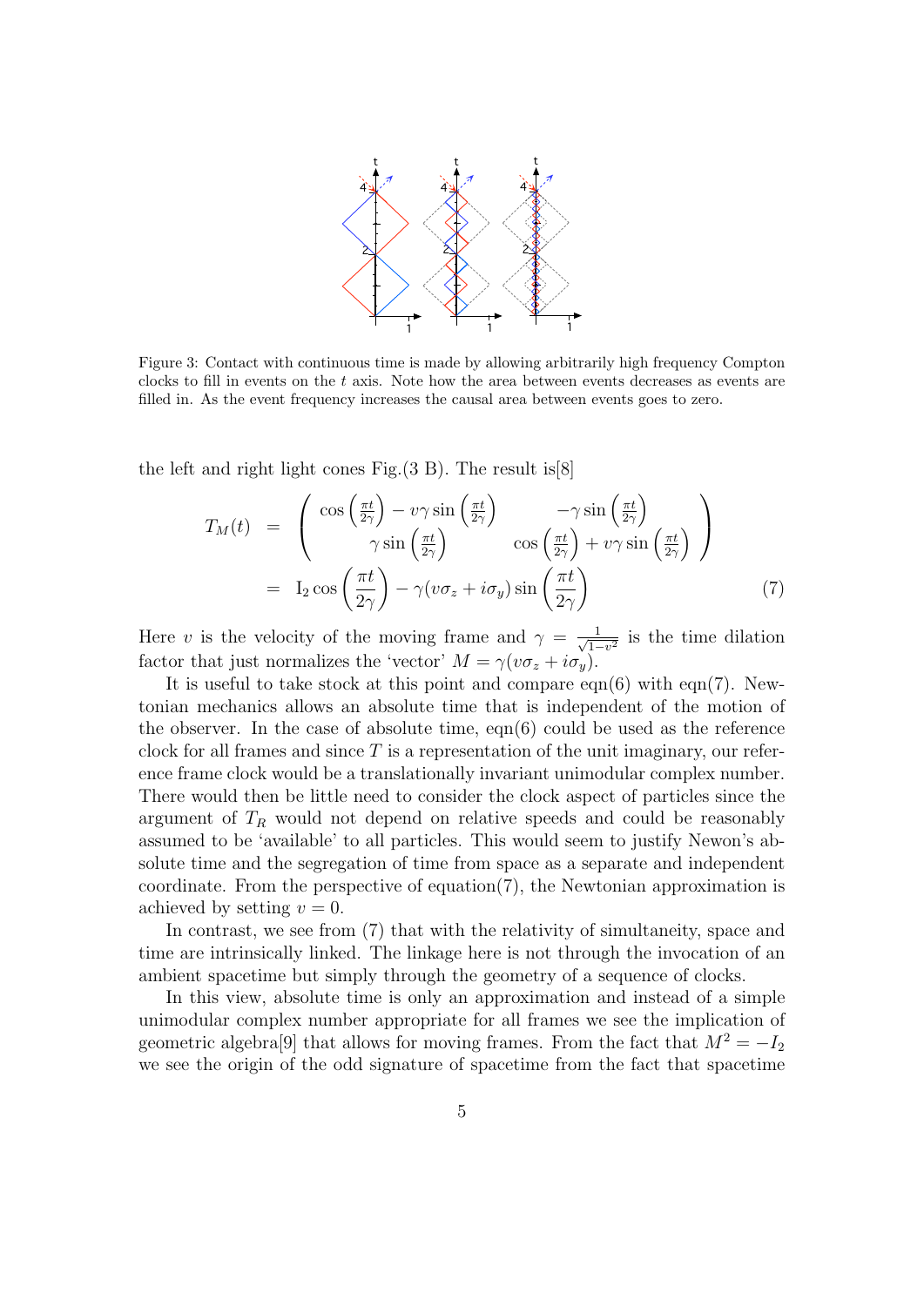Figure 3: Contact with continuous time is made by allowing arbitrarily high frequency Compton clocks to fill in events on the $t$ axis. Note how the area between events decreases as events are filled in. As the event frequency increases the causal area between events goes to zero.

the left and right light cones Fig.(3 B). The result is[8]

$$
\begin{aligned}
T_M(t) &= \begin{pmatrix} \cos\left(\frac{\pi t}{2\gamma}\right) - v\gamma \sin\left(\frac{\pi t}{2\gamma}\right) & -\gamma \sin\left(\frac{\pi t}{2\gamma}\right) \\ \gamma \sin\left(\frac{\pi t}{2\gamma}\right) & \cos\left(\frac{\pi t}{2\gamma}\right) + v\gamma \sin\left(\frac{\pi t}{2\gamma}\right) \end{pmatrix} \\
&= \mathrm{I}_2 \cos\left(\frac{\pi t}{2\gamma}\right) - \gamma(v\sigma_z + i\sigma_y)\sin\left(\frac{\pi t}{2\gamma}\right) \qquad (7)
\end{aligned}
$$

Here $v$ is the velocity of the moving frame and $\gamma = \frac{1}{\sqrt{1-v^2}}$ is the time dilation factor that just normalizes the 'vector' $M = \gamma(v\sigma_z + i\sigma_y)$.

It is useful to take stock at this point and compare eqn(6) with eqn(7). Newtonian mechanics allows an absolute time that is independent of the motion of the observer. In the case of absolute time, eqn(6) could be used as the reference clock for all frames and since $T$ is a representation of the unit imaginary, our reference frame clock would be a translationally invariant unimodular complex number. There would then be little need to consider the clock aspect of particles since the argument of $T_R$ would not depend on relative speeds and could be reasonably assumed to be 'available' to all particles. This would seem to justify Newon's absolute time and the segregation of time from space as a separate and independent coordinate. From the perspective of equation(7), the Newtonian approximation is achieved by setting $v = 0$.

In contrast, we see from (7) that with the relativity of simultaneity, space and time are intrinsically linked. The linkage here is not through the invocation of an ambient spacetime but simply through the geometry of a sequence of clocks.

In this view, absolute time is only an approximation and instead of a simple unimodular complex number appropriate for all frames we see the implication of geometric algebra[9] that allows for moving frames. From the fact that $M^2 = -I_2$ we see the origin of the odd signature of spacetime from the fact that spacetime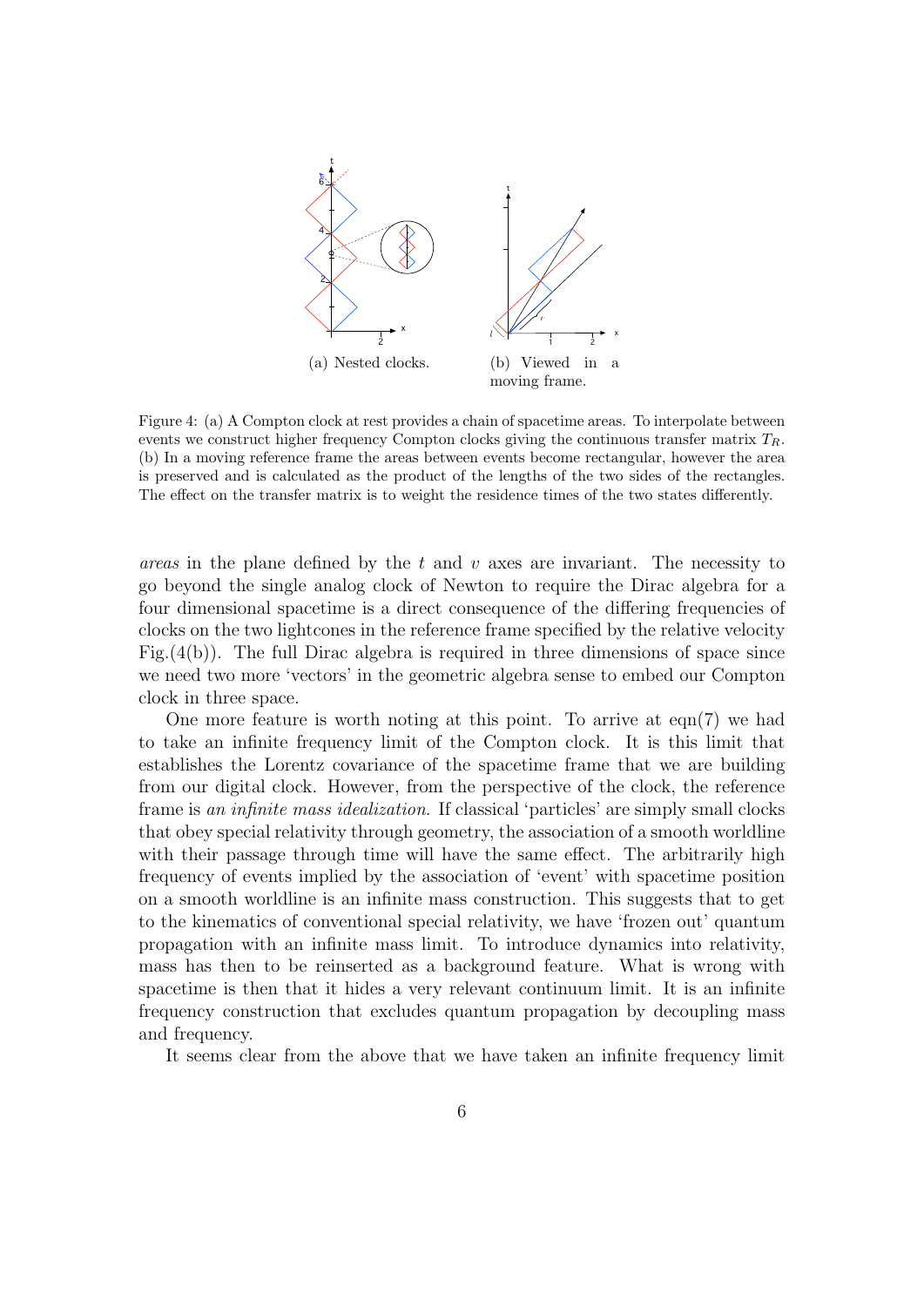(a) Nested clocks.

(b) Viewed in a moving frame.

Figure 4: (a) A Compton clock at rest provides a chain of spacetime areas. To interpolate between events we construct higher frequency Compton clocks giving the continuous transfer matrix $T_R$. (b) In a moving reference frame the areas between events become rectangular, however the area is preserved and is calculated as the product of the lengths of the two sides of the rectangles. The effect on the transfer matrix is to weight the residence times of the two states differently.

*areas* in the plane defined by the $t$ and $v$ axes are invariant. The necessity to go beyond the single analog clock of Newton to require the Dirac algebra for a four dimensional spacetime is a direct consequence of the differing frequencies of clocks on the two lightcones in the reference frame specified by the relative velocity Fig.(4(b)). The full Dirac algebra is required in three dimensions of space since we need two more 'vectors' in the geometric algebra sense to embed our Compton clock in three space.

One more feature is worth noting at this point. To arrive at eqn(7) we had to take an infinite frequency limit of the Compton clock. It is this limit that establishes the Lorentz covariance of the spacetime frame that we are building from our digital clock. However, from the perspective of the clock, the reference frame is *an infinite mass idealization.* If classical 'particles' are simply small clocks that obey special relativity through geometry, the association of a smooth worldline with their passage through time will have the same effect. The arbitrarily high frequency of events implied by the association of 'event' with spacetime position on a smooth worldline is an infinite mass construction. This suggests that to get to the kinematics of conventional special relativity, we have 'frozen out' quantum propagation with an infinite mass limit. To introduce dynamics into relativity, mass has then to be reinserted as a background feature. What is wrong with spacetime is then that it hides a very relevant continuum limit. It is an infinite frequency construction that excludes quantum propagation by decoupling mass and frequency.

It seems clear from the above that we have taken an infinite frequency limit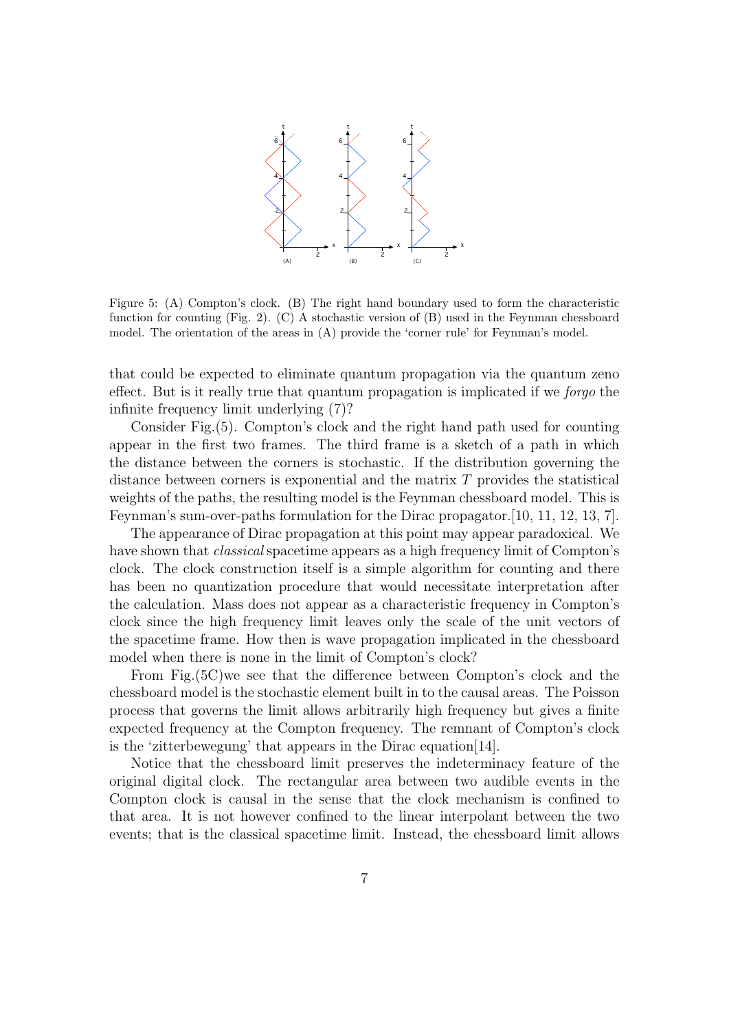Figure 5: (A) Compton's clock. (B) The right hand boundary used to form the characteristic function for counting (Fig. 2). (C) A stochastic version of (B) used in the Feynman chessboard model. The orientation of the areas in (A) provide the 'corner rule' for Feynman's model.

that could be expected to eliminate quantum propagation via the quantum zeno effect. But is it really true that quantum propagation is implicated if we *forgo* the infinite frequency limit underlying (7)?

Consider Fig.(5). Compton's clock and the right hand path used for counting appear in the first two frames. The third frame is a sketch of a path in which the distance between the corners is stochastic. If the distribution governing the distance between corners is exponential and the matrix $T$ provides the statistical weights of the paths, the resulting model is the Feynman chessboard model. This is Feynman's sum-over-paths formulation for the Dirac propagator.[10, 11, 12, 13, 7].

The appearance of Dirac propagation at this point may appear paradoxical. We have shown that *classical* spacetime appears as a high frequency limit of Compton's clock. The clock construction itself is a simple algorithm for counting and there has been no quantization procedure that would necessitate interpretation after the calculation. Mass does not appear as a characteristic frequency in Compton's clock since the high frequency limit leaves only the scale of the unit vectors of the spacetime frame. How then is wave propagation implicated in the chessboard model when there is none in the limit of Compton's clock?

From Fig.(5C)we see that the difference between Compton's clock and the chessboard model is the stochastic element built in to the causal areas. The Poisson process that governs the limit allows arbitrarily high frequency but gives a finite expected frequency at the Compton frequency. The remnant of Compton's clock is the 'zitterbewegung' that appears in the Dirac equation[14].

Notice that the chessboard limit preserves the indeterminacy feature of the original digital clock. The rectangular area between two audible events in the Compton clock is causal in the sense that the clock mechanism is confined to that area. It is not however confined to the linear interpolant between the two events; that is the classical spacetime limit. Instead, the chessboard limit allows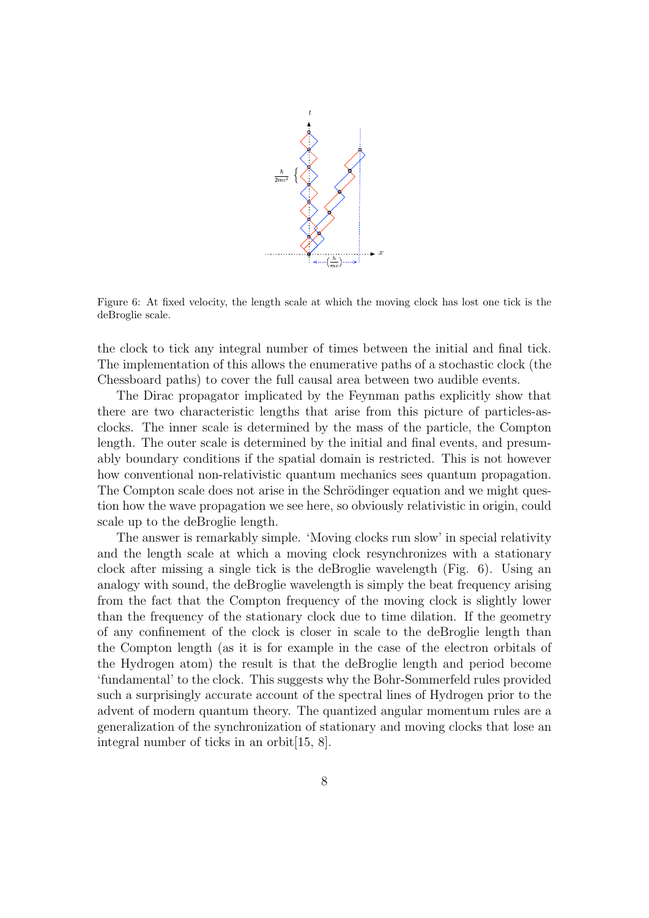Figure 6: At fixed velocity, the length scale at which the moving clock has lost one tick is the deBroglie scale.

the clock to tick any integral number of times between the initial and final tick. The implementation of this allows the enumerative paths of a stochastic clock (the Chessboard paths) to cover the full causal area between two audible events.

The Dirac propagator implicated by the Feynman paths explicitly show that there are two characteristic lengths that arise from this picture of particles-as-clocks. The inner scale is determined by the mass of the particle, the Compton length. The outer scale is determined by the initial and final events, and presumably boundary conditions if the spatial domain is restricted. This is not however how conventional non-relativistic quantum mechanics sees quantum propagation. The Compton scale does not arise in the Schrödinger equation and we might question how the wave propagation we see here, so obviously relativistic in origin, could scale up to the deBroglie length.

The answer is remarkably simple. 'Moving clocks run slow' in special relativity and the length scale at which a moving clock resynchronizes with a stationary clock after missing a single tick is the deBroglie wavelength (Fig. 6). Using an analogy with sound, the deBroglie wavelength is simply the beat frequency arising from the fact that the Compton frequency of the moving clock is slightly lower than the frequency of the stationary clock due to time dilation. If the geometry of any confinement of the clock is closer in scale to the deBroglie length than the Compton length (as it is for example in the case of the electron orbitals of the Hydrogen atom) the result is that the deBroglie length and period become 'fundamental' to the clock. This suggests why the Bohr-Sommerfeld rules provided such a surprisingly accurate account of the spectral lines of Hydrogen prior to the advent of modern quantum theory. The quantized angular momentum rules are a generalization of the synchronization of stationary and moving clocks that lose an integral number of ticks in an orbit[15, 8].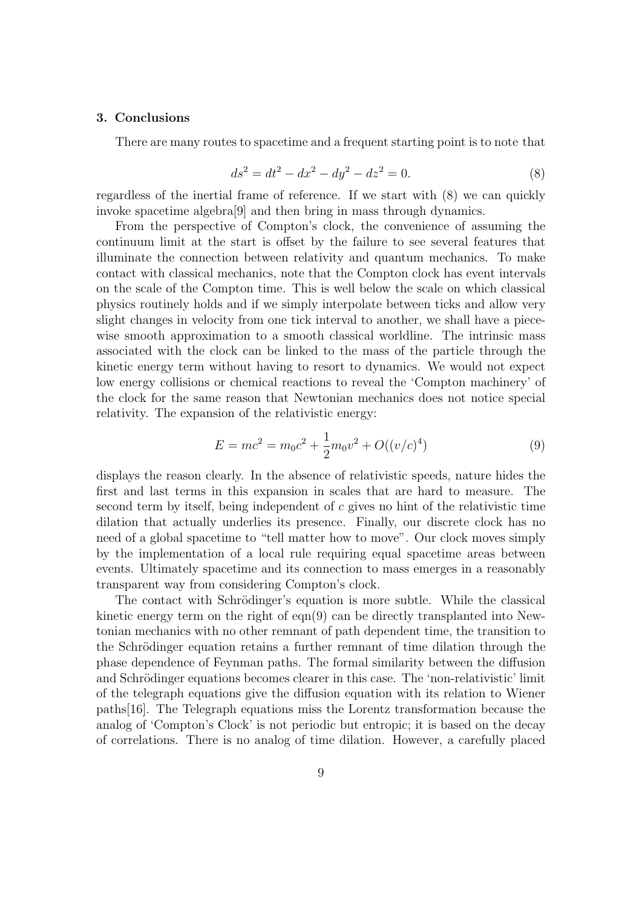## 3. Conclusions

There are many routes to spacetime and a frequent starting point is to note that

$$ds^2 = dt^2 - dx^2 - dy^2 - dz^2 = 0. \tag{8}$$

regardless of the inertial frame of reference. If we start with (8) we can quickly invoke spacetime algebra[9] and then bring in mass through dynamics.

From the perspective of Compton's clock, the convenience of assuming the continuum limit at the start is offset by the failure to see several features that illuminate the connection between relativity and quantum mechanics. To make contact with classical mechanics, note that the Compton clock has event intervals on the scale of the Compton time. This is well below the scale on which classical physics routinely holds and if we simply interpolate between ticks and allow very slight changes in velocity from one tick interval to another, we shall have a piece-wise smooth approximation to a smooth classical worldline. The intrinsic mass associated with the clock can be linked to the mass of the particle through the kinetic energy term without having to resort to dynamics. We would not expect low energy collisions or chemical reactions to reveal the 'Compton machinery' of the clock for the same reason that Newtonian mechanics does not notice special relativity. The expansion of the relativistic energy:

$$E = mc^2 = m_0c^2 + \frac{1}{2}m_0v^2 + O((v/c)^4) \tag{9}$$

displays the reason clearly. In the absence of relativistic speeds, nature hides the first and last terms in this expansion in scales that are hard to measure. The second term by itself, being independent of $c$ gives no hint of the relativistic time dilation that actually underlies its presence. Finally, our discrete clock has no need of a global spacetime to "tell matter how to move". Our clock moves simply by the implementation of a local rule requiring equal spacetime areas between events. Ultimately spacetime and its connection to mass emerges in a reasonably transparent way from considering Compton's clock.

The contact with Schrödinger's equation is more subtle. While the classical kinetic energy term on the right of eqn(9) can be directly transplanted into Newtonian mechanics with no other remnant of path dependent time, the transition to the Schrödinger equation retains a further remnant of time dilation through the phase dependence of Feynman paths. The formal similarity between the diffusion and Schrödinger equations becomes clearer in this case. The 'non-relativistic' limit of the telegraph equations give the diffusion equation with its relation to Wiener paths[16]. The Telegraph equations miss the Lorentz transformation because the analog of 'Compton's Clock' is not periodic but entropic; it is based on the decay of correlations. There is no analog of time dilation. However, a carefully placed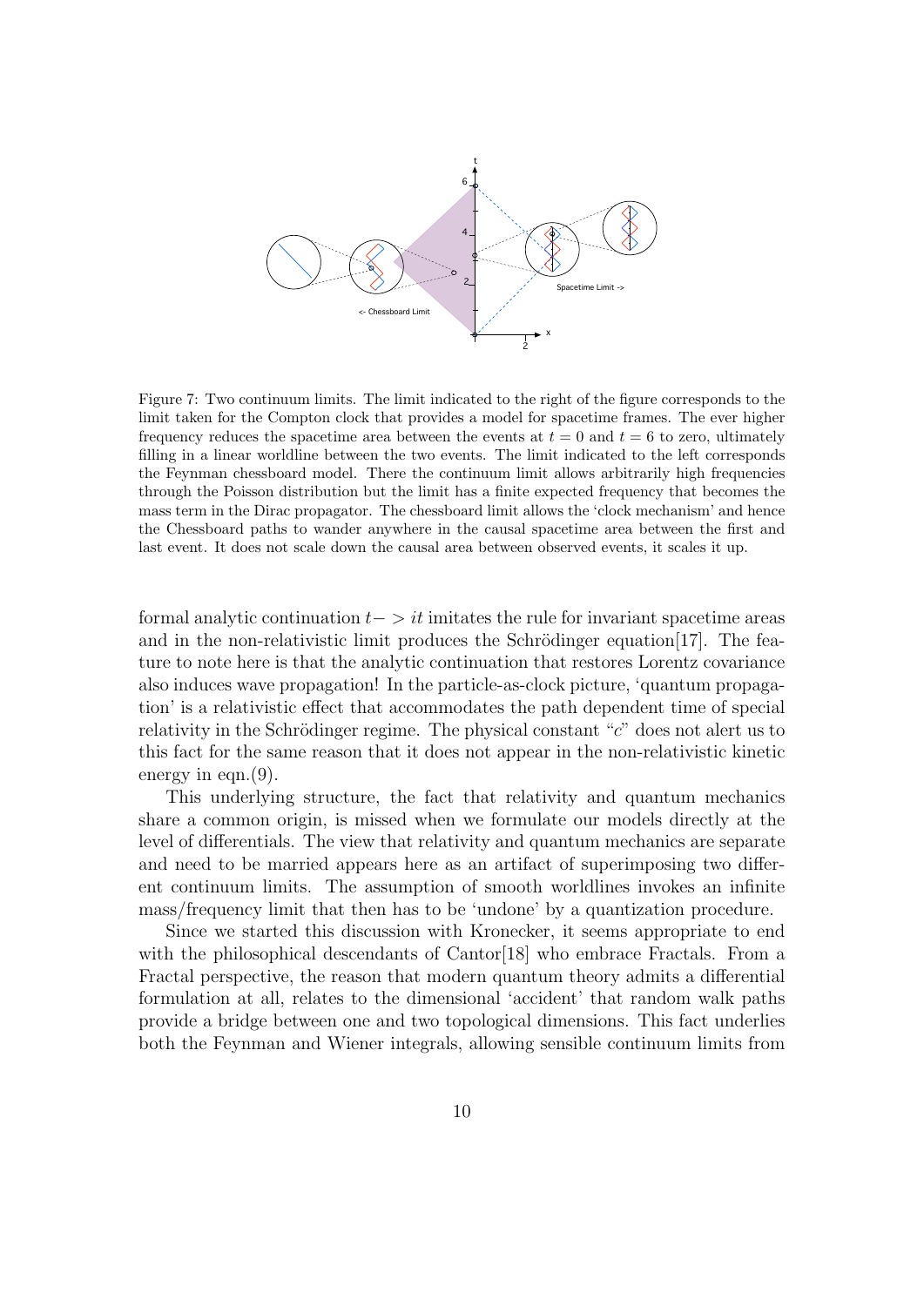Figure 7: Two continuum limits. The limit indicated to the right of the figure corresponds to the limit taken for the Compton clock that provides a model for spacetime frames. The ever higher frequency reduces the spacetime area between the events at $t = 0$ and $t = 6$ to zero, ultimately filling in a linear worldline between the two events. The limit indicated to the left corresponds the Feynman chessboard model. There the continuum limit allows arbitrarily high frequencies through the Poisson distribution but the limit has a finite expected frequency that becomes the mass term in the Dirac propagator. The chessboard limit allows the 'clock mechanism' and hence the Chessboard paths to wander anywhere in the causal spacetime area between the first and last event. It does not scale down the causal area between observed events, it scales it up.

formal analytic continuation $t -> it$ imitates the rule for invariant spacetime areas and in the non-relativistic limit produces the Schrödinger equation[17]. The feature to note here is that the analytic continuation that restores Lorentz covariance also induces wave propagation! In the particle-as-clock picture, 'quantum propagation' is a relativistic effect that accommodates the path dependent time of special relativity in the Schrödinger regime. The physical constant "$c$" does not alert us to this fact for the same reason that it does not appear in the non-relativistic kinetic energy in eqn.(9).

This underlying structure, the fact that relativity and quantum mechanics share a common origin, is missed when we formulate our models directly at the level of differentials. The view that relativity and quantum mechanics are separate and need to be married appears here as an artifact of superimposing two different continuum limits. The assumption of smooth worldlines invokes an infinite mass/frequency limit that then has to be 'undone' by a quantization procedure.

Since we started this discussion with Kronecker, it seems appropriate to end with the philosophical descendants of Cantor[18] who embrace Fractals. From a Fractal perspective, the reason that modern quantum theory admits a differential formulation at all, relates to the dimensional 'accident' that random walk paths provide a bridge between one and two topological dimensions. This fact underlies both the Feynman and Wiener integrals, allowing sensible continuum limits from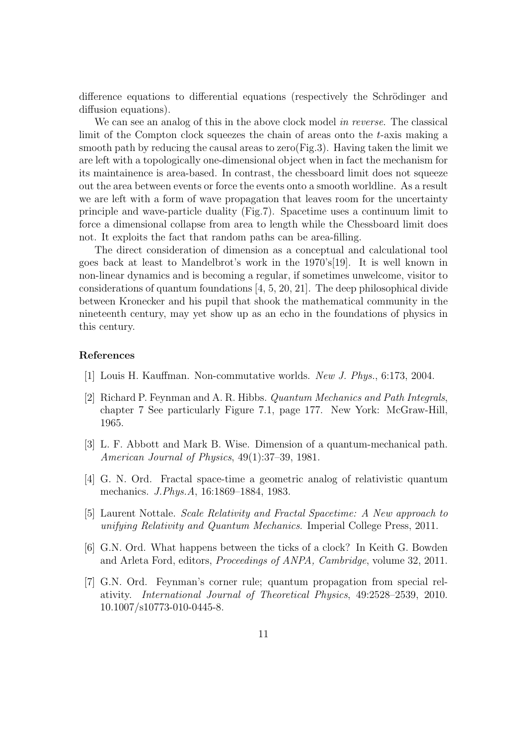difference equations to differential equations (respectively the Schrödinger and diffusion equations).

We can see an analog of this in the above clock model *in reverse*. The classical limit of the Compton clock squeezes the chain of areas onto the $t$-axis making a smooth path by reducing the causal areas to zero(Fig.3). Having taken the limit we are left with a topologically one-dimensional object when in fact the mechanism for its maintainence is area-based. In contrast, the chessboard limit does not squeeze out the area between events or force the events onto a smooth worldline. As a result we are left with a form of wave propagation that leaves room for the uncertainty principle and wave-particle duality (Fig.7). Spacetime uses a continuum limit to force a dimensional collapse from area to length while the Chessboard limit does not. It exploits the fact that random paths can be area-filling.

The direct consideration of dimension as a conceptual and calculational tool goes back at least to Mandelbrot's work in the 1970's[19]. It is well known in non-linear dynamics and is becoming a regular, if sometimes unwelcome, visitor to considerations of quantum foundations [4, 5, 20, 21]. The deep philosophical divide between Kronecker and his pupil that shook the mathematical community in the nineteenth century, may yet show up as an echo in the foundations of physics in this century.

## References

[1] Louis H. Kauffman. Non-commutative worlds. *New J. Phys.*, 6:173, 2004.

[2] Richard P. Feynman and A. R. Hibbs. *Quantum Mechanics and Path Integrals*, chapter 7 See particularly Figure 7.1, page 177. New York: McGraw-Hill, 1965.

[3] L. F. Abbott and Mark B. Wise. Dimension of a quantum-mechanical path. *American Journal of Physics*, 49(1):37–39, 1981.

[4] G. N. Ord. Fractal space-time a geometric analog of relativistic quantum mechanics. *J.Phys.A*, 16:1869–1884, 1983.

[5] Laurent Nottale. *Scale Relativity and Fractal Spacetime: A New approach to unifying Relativity and Quantum Mechanics*. Imperial College Press, 2011.

[6] G.N. Ord. What happens between the ticks of a clock? In Keith G. Bowden and Arleta Ford, editors, *Proceedings of ANPA, Cambridge*, volume 32, 2011.

[7] G.N. Ord. Feynman's corner rule; quantum propagation from special relativity. *International Journal of Theoretical Physics*, 49:2528–2539, 2010. 10.1007/s10773-010-0445-8.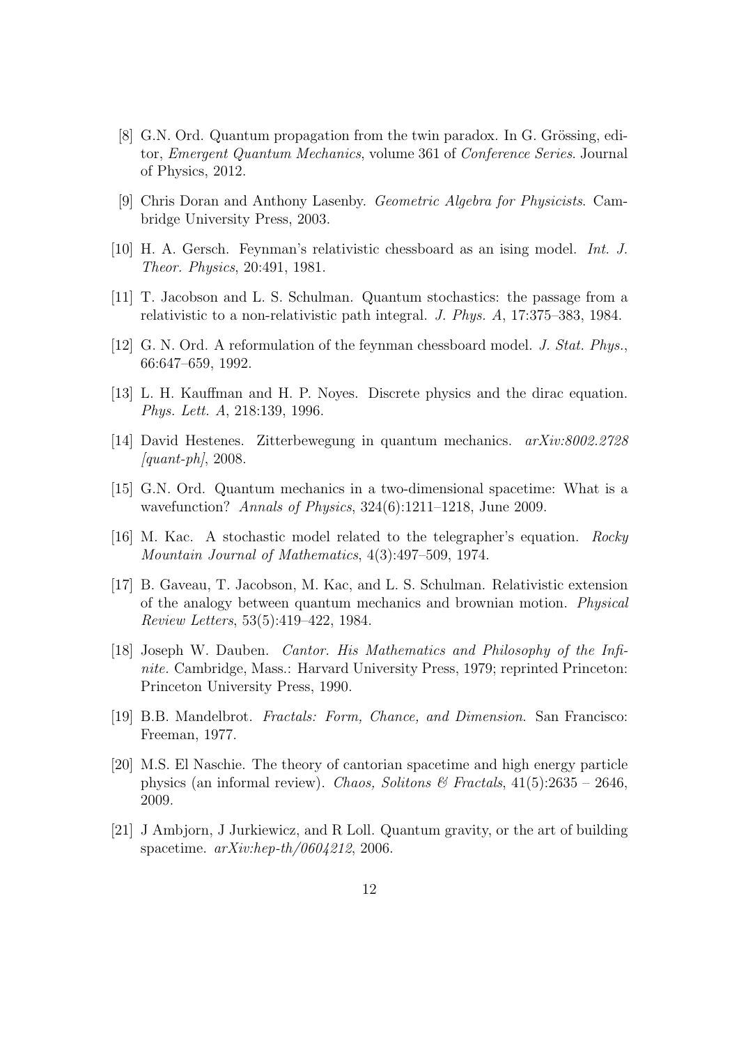[8] G.N. Ord. Quantum propagation from the twin paradox. In G. Grössing, editor, *Emergent Quantum Mechanics*, volume 361 of *Conference Series*. Journal of Physics, 2012.

[9] Chris Doran and Anthony Lasenby. *Geometric Algebra for Physicists*. Cambridge University Press, 2003.

[10] H. A. Gersch. Feynman's relativistic chessboard as an ising model. *Int. J. Theor. Physics*, 20:491, 1981.

[11] T. Jacobson and L. S. Schulman. Quantum stochastics: the passage from a relativistic to a non-relativistic path integral. *J. Phys. A*, 17:375–383, 1984.

[12] G. N. Ord. A reformulation of the feynman chessboard model. *J. Stat. Phys.*, 66:647–659, 1992.

[13] L. H. Kauffman and H. P. Noyes. Discrete physics and the dirac equation. *Phys. Lett. A*, 218:139, 1996.

[14] David Hestenes. Zitterbewegung in quantum mechanics. *arXiv:8002.2728 [quant-ph]*, 2008.

[15] G.N. Ord. Quantum mechanics in a two-dimensional spacetime: What is a wavefunction? *Annals of Physics*, 324(6):1211–1218, June 2009.

[16] M. Kac. A stochastic model related to the telegrapher's equation. *Rocky Mountain Journal of Mathematics*, 4(3):497–509, 1974.

[17] B. Gaveau, T. Jacobson, M. Kac, and L. S. Schulman. Relativistic extension of the analogy between quantum mechanics and brownian motion. *Physical Review Letters*, 53(5):419–422, 1984.

[18] Joseph W. Dauben. *Cantor. His Mathematics and Philosophy of the Infinite.* Cambridge, Mass.: Harvard University Press, 1979; reprinted Princeton: Princeton University Press, 1990.

[19] B.B. Mandelbrot. *Fractals: Form, Chance, and Dimension.* San Francisco: Freeman, 1977.

[20] M.S. El Naschie. The theory of cantorian spacetime and high energy particle physics (an informal review). *Chaos, Solitons & Fractals*, 41(5):2635 – 2646, 2009.

[21] J Ambjorn, J Jurkiewicz, and R Loll. Quantum gravity, or the art of building spacetime. *arXiv:hep-th/0604212*, 2006.